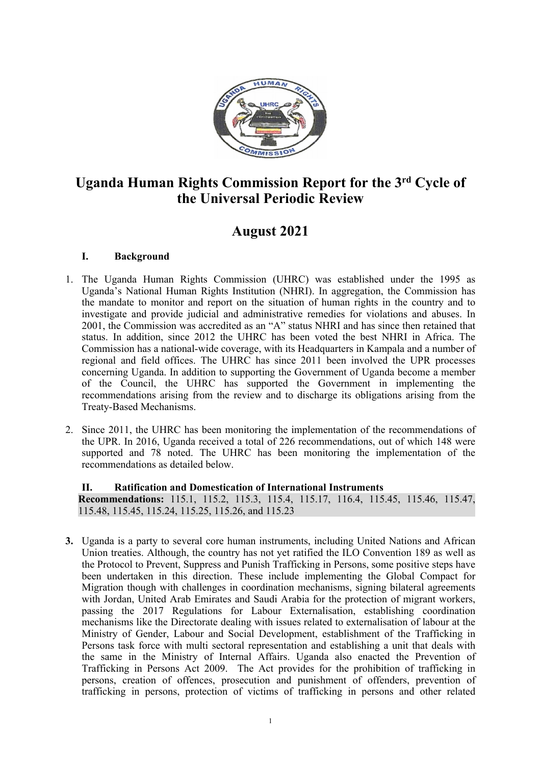# Uganda Human Rights Commission Report for the 3rd Cycle of the Universal Periodic Review

# August 2021

## I. Background

1. The Uganda Human Rights Commission (UHRC) was established under the 1995 as Uganda's National Human Rights Institution (NHRI). In aggregation, the Commission has the mandate to monitor and report on the situation of human rights in the country and to investigate and provide judicial and administrative remedies for violations and abuses. In 2001, the Commission was accredited as an "A" status NHRI and has since then retained that status. In addition, since 2012 the UHRC has been voted the best NHRI in Africa. The Commission has a national-wide coverage, with its Headquarters in Kampala and a number of regional and field offices. The UHRC has since 2011 been involved the UPR processes concerning Uganda. In addition to supporting the Government of Uganda become a member of the Council, the UHRC has supported the Government in implementing the recommendations arising from the review and to discharge its obligations arising from the Treaty-Based Mechanisms.

2. Since 2011, the UHRC has been monitoring the implementation of the recommendations of the UPR. In 2016, Uganda received a total of 226 recommendations, out of which 148 were supported and 78 noted. The UHRC has been monitoring the implementation of the recommendations as detailed below.

## II. Ratification and Domestication of International Instruments

**Recommendations:** 115.1, 115.2, 115.3, 115.4, 115.17, 116.4, 115.45, 115.46, 115.47, 115.48, 115.45, 115.24, 115.25, 115.26, and 115.23

**3.** Uganda is a party to several core human instruments, including United Nations and African Union treaties. Although, the country has not yet ratified the ILO Convention 189 as well as the Protocol to Prevent, Suppress and Punish Trafficking in Persons, some positive steps have been undertaken in this direction. These include implementing the Global Compact for Migration though with challenges in coordination mechanisms, signing bilateral agreements with Jordan, United Arab Emirates and Saudi Arabia for the protection of migrant workers, passing the 2017 Regulations for Labour Externalisation, establishing coordination mechanisms like the Directorate dealing with issues related to externalisation of labour at the Ministry of Gender, Labour and Social Development, establishment of the Trafficking in Persons task force with multi sectoral representation and establishing a unit that deals with the same in the Ministry of Internal Affairs. Uganda also enacted the Prevention of Trafficking in Persons Act 2009. The Act provides for the prohibition of trafficking in persons, creation of offences, prosecution and punishment of offenders, prevention of trafficking in persons, protection of victims of trafficking in persons and other related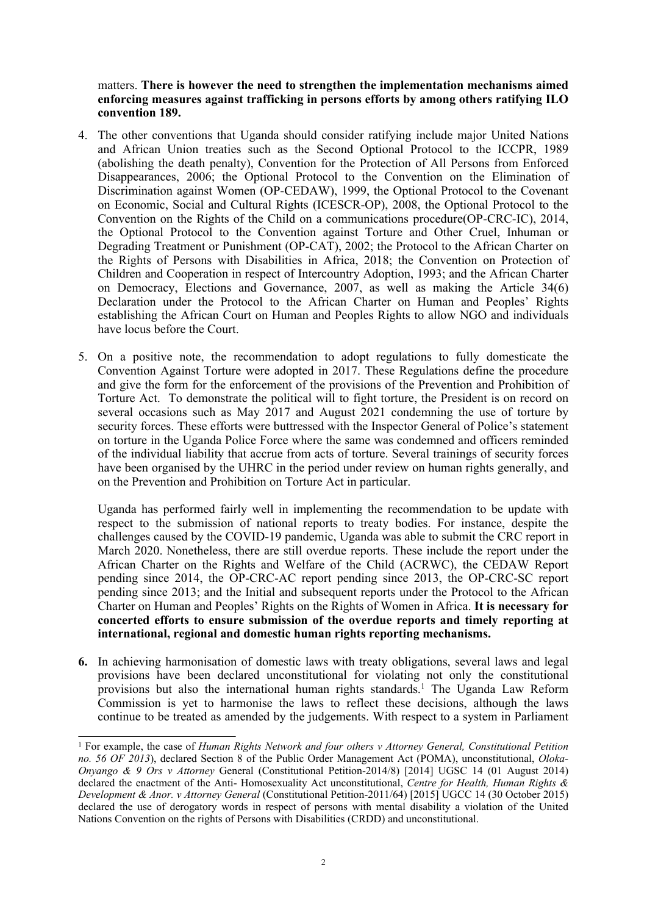matters. **There is however the need to strengthen the implementation mechanisms aimed enforcing measures against trafficking in persons efforts by among others ratifying ILO convention 189.**

4. The other conventions that Uganda should consider ratifying include major United Nations and African Union treaties such as the Second Optional Protocol to the ICCPR, 1989 (abolishing the death penalty), Convention for the Protection of All Persons from Enforced Disappearances, 2006; the Optional Protocol to the Convention on the Elimination of Discrimination against Women (OP-CEDAW), 1999, the Optional Protocol to the Covenant on Economic, Social and Cultural Rights (ICESCR-OP), 2008, the Optional Protocol to the Convention on the Rights of the Child on a communications procedure(OP-CRC-IC), 2014, the Optional Protocol to the Convention against Torture and Other Cruel, Inhuman or Degrading Treatment or Punishment (OP-CAT), 2002; the Protocol to the African Charter on the Rights of Persons with Disabilities in Africa, 2018; the Convention on Protection of Children and Cooperation in respect of Intercountry Adoption, 1993; and the African Charter on Democracy, Elections and Governance, 2007, as well as making the Article 34(6) Declaration under the Protocol to the African Charter on Human and Peoples' Rights establishing the African Court on Human and Peoples Rights to allow NGO and individuals have locus before the Court.

5. On a positive note, the recommendation to adopt regulations to fully domesticate the Convention Against Torture were adopted in 2017. These Regulations define the procedure and give the form for the enforcement of the provisions of the Prevention and Prohibition of Torture Act. To demonstrate the political will to fight torture, the President is on record on several occasions such as May 2017 and August 2021 condemning the use of torture by security forces. These efforts were buttressed with the Inspector General of Police's statement on torture in the Uganda Police Force where the same was condemned and officers reminded of the individual liability that accrue from acts of torture. Several trainings of security forces have been organised by the UHRC in the period under review on human rights generally, and on the Prevention and Prohibition on Torture Act in particular.

   Uganda has performed fairly well in implementing the recommendation to be update with respect to the submission of national reports to treaty bodies. For instance, despite the challenges caused by the COVID-19 pandemic, Uganda was able to submit the CRC report in March 2020. Nonetheless, there are still overdue reports. These include the report under the African Charter on the Rights and Welfare of the Child (ACRWC), the CEDAW Report pending since 2014, the OP-CRC-AC report pending since 2013, the OP-CRC-SC report pending since 2013; and the Initial and subsequent reports under the Protocol to the African Charter on Human and Peoples' Rights on the Rights of Women in Africa. **It is necessary for concerted efforts to ensure submission of the overdue reports and timely reporting at international, regional and domestic human rights reporting mechanisms.**

6. In achieving harmonisation of domestic laws with treaty obligations, several laws and legal provisions have been declared unconstitutional for violating not only the constitutional provisions but also the international human rights standards.[1] The Uganda Law Reform Commission is yet to harmonise the laws to reflect these decisions, although the laws continue to be treated as amended by the judgements. With respect to a system in Parliament

[1] For example, the case of *Human Rights Network and four others v Attorney General, Constitutional Petition no. 56 OF 2013*), declared Section 8 of the Public Order Management Act (POMA), unconstitutional, *Oloka-Onyango & 9 Ors v Attorney* General (Constitutional Petition-2014/8) [2014] UGSC 14 (01 August 2014) declared the enactment of the Anti- Homosexuality Act unconstitutional, *Centre for Health, Human Rights & Development & Anor. v Attorney General* (Constitutional Petition-2011/64) [2015] UGCC 14 (30 October 2015) declared the use of derogatory words in respect of persons with mental disability a violation of the United Nations Convention on the rights of Persons with Disabilities (CRDD) and unconstitutional.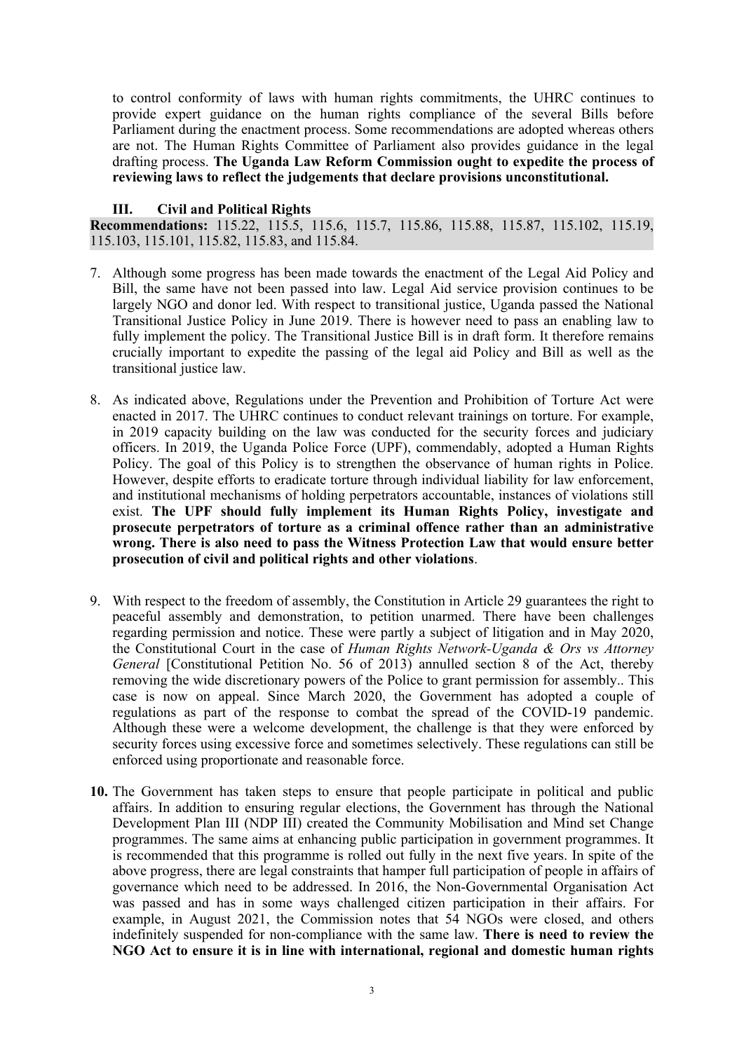to control conformity of laws with human rights commitments, the UHRC continues to provide expert guidance on the human rights compliance of the several Bills before Parliament during the enactment process. Some recommendations are adopted whereas others are not. The Human Rights Committee of Parliament also provides guidance in the legal drafting process. **The Uganda Law Reform Commission ought to expedite the process of reviewing laws to reflect the judgements that declare provisions unconstitutional.**

## III. Civil and Political Rights

**Recommendations:** 115.22, 115.5, 115.6, 115.7, 115.86, 115.88, 115.87, 115.102, 115.19, 115.103, 115.101, 115.82, 115.83, and 115.84.

7. Although some progress has been made towards the enactment of the Legal Aid Policy and Bill, the same have not been passed into law. Legal Aid service provision continues to be largely NGO and donor led. With respect to transitional justice, Uganda passed the National Transitional Justice Policy in June 2019. There is however need to pass an enabling law to fully implement the policy. The Transitional Justice Bill is in draft form. It therefore remains crucially important to expedite the passing of the legal aid Policy and Bill as well as the transitional justice law.

8. As indicated above, Regulations under the Prevention and Prohibition of Torture Act were enacted in 2017. The UHRC continues to conduct relevant trainings on torture. For example, in 2019 capacity building on the law was conducted for the security forces and judiciary officers. In 2019, the Uganda Police Force (UPF), commendably, adopted a Human Rights Policy. The goal of this Policy is to strengthen the observance of human rights in Police. However, despite efforts to eradicate torture through individual liability for law enforcement, and institutional mechanisms of holding perpetrators accountable, instances of violations still exist. **The UPF should fully implement its Human Rights Policy, investigate and prosecute perpetrators of torture as a criminal offence rather than an administrative wrong. There is also need to pass the Witness Protection Law that would ensure better prosecution of civil and political rights and other violations**.

9. With respect to the freedom of assembly, the Constitution in Article 29 guarantees the right to peaceful assembly and demonstration, to petition unarmed. There have been challenges regarding permission and notice. These were partly a subject of litigation and in May 2020, the Constitutional Court in the case of *Human Rights Network-Uganda & Ors vs Attorney General* [Constitutional Petition No. 56 of 2013) annulled section 8 of the Act, thereby removing the wide discretionary powers of the Police to grant permission for assembly.. This case is now on appeal. Since March 2020, the Government has adopted a couple of regulations as part of the response to combat the spread of the COVID-19 pandemic. Although these were a welcome development, the challenge is that they were enforced by security forces using excessive force and sometimes selectively. These regulations can still be enforced using proportionate and reasonable force.

**10.** The Government has taken steps to ensure that people participate in political and public affairs. In addition to ensuring regular elections, the Government has through the National Development Plan III (NDP III) created the Community Mobilisation and Mind set Change programmes. The same aims at enhancing public participation in government programmes. It is recommended that this programme is rolled out fully in the next five years. In spite of the above progress, there are legal constraints that hamper full participation of people in affairs of governance which need to be addressed. In 2016, the Non-Governmental Organisation Act was passed and has in some ways challenged citizen participation in their affairs. For example, in August 2021, the Commission notes that 54 NGOs were closed, and others indefinitely suspended for non-compliance with the same law. **There is need to review the NGO Act to ensure it is in line with international, regional and domestic human rights**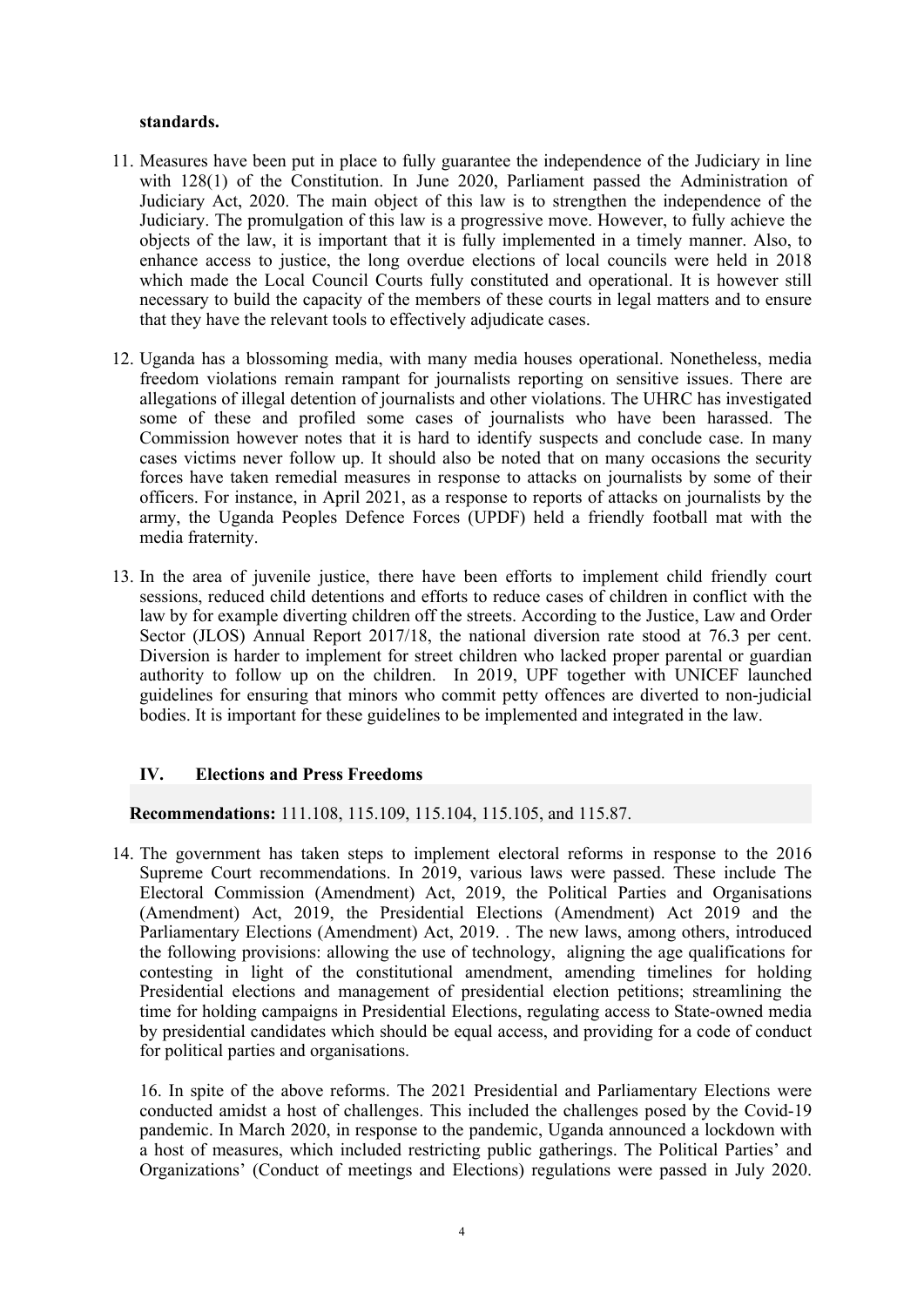**standards.**

11. Measures have been put in place to fully guarantee the independence of the Judiciary in line with 128(1) of the Constitution. In June 2020, Parliament passed the Administration of Judiciary Act, 2020. The main object of this law is to strengthen the independence of the Judiciary. The promulgation of this law is a progressive move. However, to fully achieve the objects of the law, it is important that it is fully implemented in a timely manner. Also, to enhance access to justice, the long overdue elections of local councils were held in 2018 which made the Local Council Courts fully constituted and operational. It is however still necessary to build the capacity of the members of these courts in legal matters and to ensure that they have the relevant tools to effectively adjudicate cases.

12. Uganda has a blossoming media, with many media houses operational. Nonetheless, media freedom violations remain rampant for journalists reporting on sensitive issues. There are allegations of illegal detention of journalists and other violations. The UHRC has investigated some of these and profiled some cases of journalists who have been harassed. The Commission however notes that it is hard to identify suspects and conclude case. In many cases victims never follow up. It should also be noted that on many occasions the security forces have taken remedial measures in response to attacks on journalists by some of their officers. For instance, in April 2021, as a response to reports of attacks on journalists by the army, the Uganda Peoples Defence Forces (UPDF) held a friendly football mat with the media fraternity.

13. In the area of juvenile justice, there have been efforts to implement child friendly court sessions, reduced child detentions and efforts to reduce cases of children in conflict with the law by for example diverting children off the streets. According to the Justice, Law and Order Sector (JLOS) Annual Report 2017/18, the national diversion rate stood at 76.3 per cent. Diversion is harder to implement for street children who lacked proper parental or guardian authority to follow up on the children. In 2019, UPF together with UNICEF launched guidelines for ensuring that minors who commit petty offences are diverted to non-judicial bodies. It is important for these guidelines to be implemented and integrated in the law.

## IV. Elections and Press Freedoms

**Recommendations:** 111.108, 115.109, 115.104, 115.105, and 115.87.

14. The government has taken steps to implement electoral reforms in response to the 2016 Supreme Court recommendations. In 2019, various laws were passed. These include The Electoral Commission (Amendment) Act, 2019, the Political Parties and Organisations (Amendment) Act, 2019, the Presidential Elections (Amendment) Act 2019 and the Parliamentary Elections (Amendment) Act, 2019. . The new laws, among others, introduced the following provisions: allowing the use of technology, aligning the age qualifications for contesting in light of the constitutional amendment, amending timelines for holding Presidential elections and management of presidential election petitions; streamlining the time for holding campaigns in Presidential Elections, regulating access to State-owned media by presidential candidates which should be equal access, and providing for a code of conduct for political parties and organisations.

16. In spite of the above reforms. The 2021 Presidential and Parliamentary Elections were conducted amidst a host of challenges. This included the challenges posed by the Covid-19 pandemic. In March 2020, in response to the pandemic, Uganda announced a lockdown with a host of measures, which included restricting public gatherings. The Political Parties' and Organizations' (Conduct of meetings and Elections) regulations were passed in July 2020.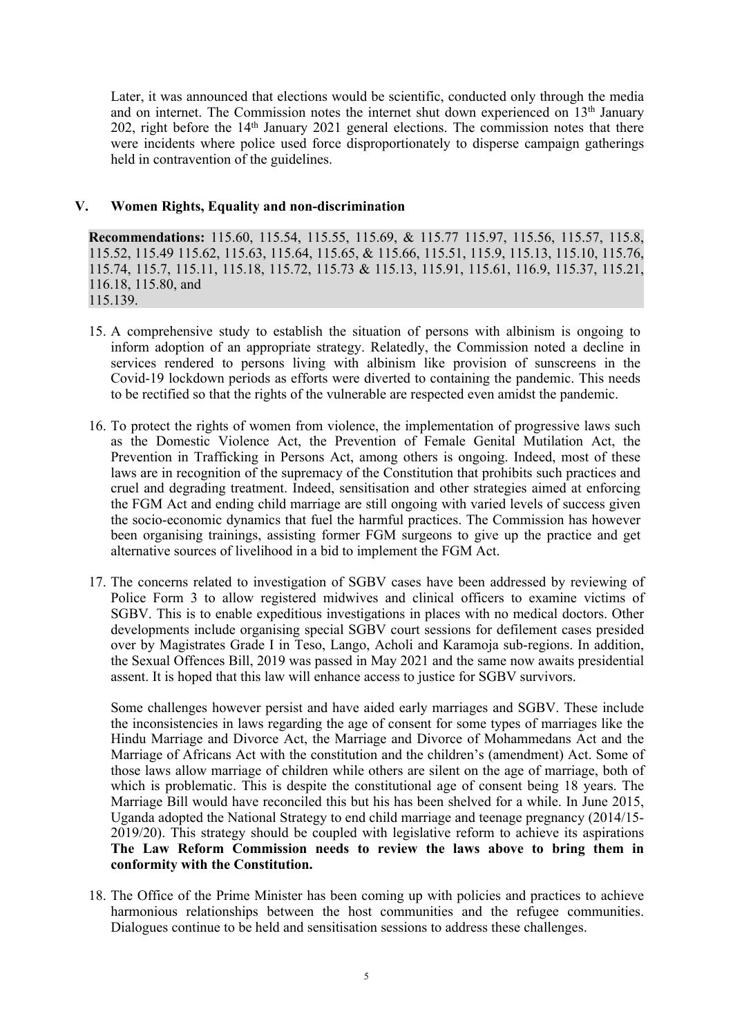Later, it was announced that elections would be scientific, conducted only through the media and on internet. The Commission notes the internet shut down experienced on 13th January 202, right before the 14th January 2021 general elections. The commission notes that there were incidents where police used force disproportionately to disperse campaign gatherings held in contravention of the guidelines.

## V. Women Rights, Equality and non-discrimination

**Recommendations:** 115.60, 115.54, 115.55, 115.69, & 115.77 115.97, 115.56, 115.57, 115.8, 115.52, 115.49 115.62, 115.63, 115.64, 115.65, & 115.66, 115.51, 115.9, 115.13, 115.10, 115.76, 115.74, 115.7, 115.11, 115.18, 115.72, 115.73 & 115.13, 115.91, 115.61, 116.9, 115.37, 115.21, 116.18, 115.80, and 115.139.

15. A comprehensive study to establish the situation of persons with albinism is ongoing to inform adoption of an appropriate strategy. Relatedly, the Commission noted a decline in services rendered to persons living with albinism like provision of sunscreens in the Covid-19 lockdown periods as efforts were diverted to containing the pandemic. This needs to be rectified so that the rights of the vulnerable are respected even amidst the pandemic.

16. To protect the rights of women from violence, the implementation of progressive laws such as the Domestic Violence Act, the Prevention of Female Genital Mutilation Act, the Prevention in Trafficking in Persons Act, among others is ongoing. Indeed, most of these laws are in recognition of the supremacy of the Constitution that prohibits such practices and cruel and degrading treatment. Indeed, sensitisation and other strategies aimed at enforcing the FGM Act and ending child marriage are still ongoing with varied levels of success given the socio-economic dynamics that fuel the harmful practices. The Commission has however been organising trainings, assisting former FGM surgeons to give up the practice and get alternative sources of livelihood in a bid to implement the FGM Act.

17. The concerns related to investigation of SGBV cases have been addressed by reviewing of Police Form 3 to allow registered midwives and clinical officers to examine victims of SGBV. This is to enable expeditious investigations in places with no medical doctors. Other developments include organising special SGBV court sessions for defilement cases presided over by Magistrates Grade I in Teso, Lango, Acholi and Karamoja sub-regions. In addition, the Sexual Offences Bill, 2019 was passed in May 2021 and the same now awaits presidential assent. It is hoped that this law will enhance access to justice for SGBV survivors.

    Some challenges however persist and have aided early marriages and SGBV. These include the inconsistencies in laws regarding the age of consent for some types of marriages like the Hindu Marriage and Divorce Act, the Marriage and Divorce of Mohammedans Act and the Marriage of Africans Act with the constitution and the children's (amendment) Act. Some of those laws allow marriage of children while others are silent on the age of marriage, both of which is problematic. This is despite the constitutional age of consent being 18 years. The Marriage Bill would have reconciled this but his has been shelved for a while. In June 2015, Uganda adopted the National Strategy to end child marriage and teenage pregnancy (2014/15-2019/20). This strategy should be coupled with legislative reform to achieve its aspirations **The Law Reform Commission needs to review the laws above to bring them in conformity with the Constitution.**

18. The Office of the Prime Minister has been coming up with policies and practices to achieve harmonious relationships between the host communities and the refugee communities. Dialogues continue to be held and sensitisation sessions to address these challenges.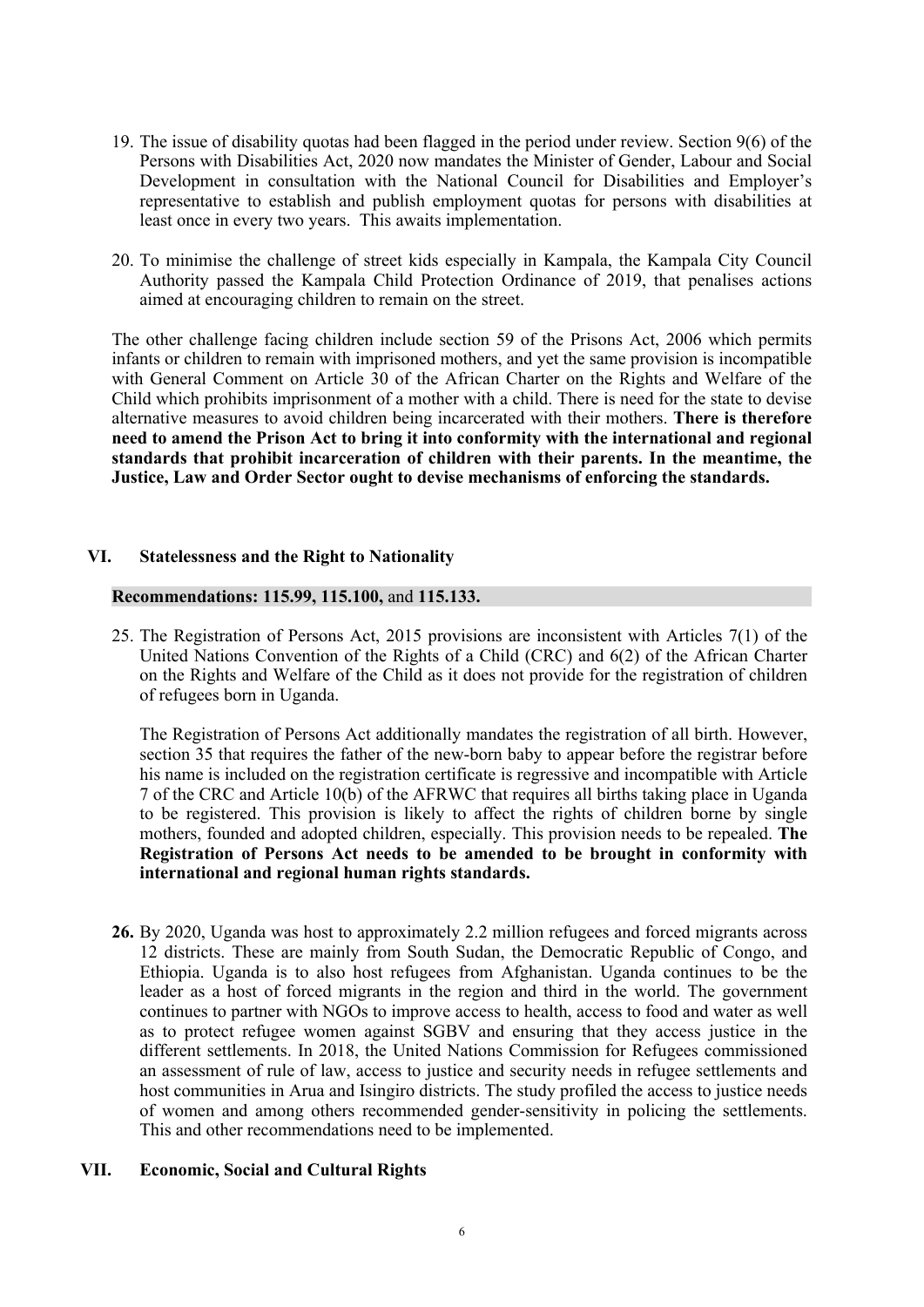19. The issue of disability quotas had been flagged in the period under review. Section 9(6) of the Persons with Disabilities Act, 2020 now mandates the Minister of Gender, Labour and Social Development in consultation with the National Council for Disabilities and Employer's representative to establish and publish employment quotas for persons with disabilities at least once in every two years. This awaits implementation.

20. To minimise the challenge of street kids especially in Kampala, the Kampala City Council Authority passed the Kampala Child Protection Ordinance of 2019, that penalises actions aimed at encouraging children to remain on the street.

The other challenge facing children include section 59 of the Prisons Act, 2006 which permits infants or children to remain with imprisoned mothers, and yet the same provision is incompatible with General Comment on Article 30 of the African Charter on the Rights and Welfare of the Child which prohibits imprisonment of a mother with a child. There is need for the state to devise alternative measures to avoid children being incarcerated with their mothers. **There is therefore need to amend the Prison Act to bring it into conformity with the international and regional standards that prohibit incarceration of children with their parents. In the meantime, the Justice, Law and Order Sector ought to devise mechanisms of enforcing the standards.**

## VI. Statelessness and the Right to Nationality

**Recommendations: 115.99, 115.100,** and **115.133.**

25. The Registration of Persons Act, 2015 provisions are inconsistent with Articles 7(1) of the United Nations Convention of the Rights of a Child (CRC) and 6(2) of the African Charter on the Rights and Welfare of the Child as it does not provide for the registration of children of refugees born in Uganda.

    The Registration of Persons Act additionally mandates the registration of all birth. However, section 35 that requires the father of the new-born baby to appear before the registrar before his name is included on the registration certificate is regressive and incompatible with Article 7 of the CRC and Article 10(b) of the AFRWC that requires all births taking place in Uganda to be registered. This provision is likely to affect the rights of children borne by single mothers, founded and adopted children, especially. This provision needs to be repealed. **The Registration of Persons Act needs to be amended to be brought in conformity with international and regional human rights standards.**

**26.** By 2020, Uganda was host to approximately 2.2 million refugees and forced migrants across 12 districts. These are mainly from South Sudan, the Democratic Republic of Congo, and Ethiopia. Uganda is to also host refugees from Afghanistan. Uganda continues to be the leader as a host of forced migrants in the region and third in the world. The government continues to partner with NGOs to improve access to health, access to food and water as well as to protect refugee women against SGBV and ensuring that they access justice in the different settlements. In 2018, the United Nations Commission for Refugees commissioned an assessment of rule of law, access to justice and security needs in refugee settlements and host communities in Arua and Isingiro districts. The study profiled the access to justice needs of women and among others recommended gender-sensitivity in policing the settlements. This and other recommendations need to be implemented.

## VII. Economic, Social and Cultural Rights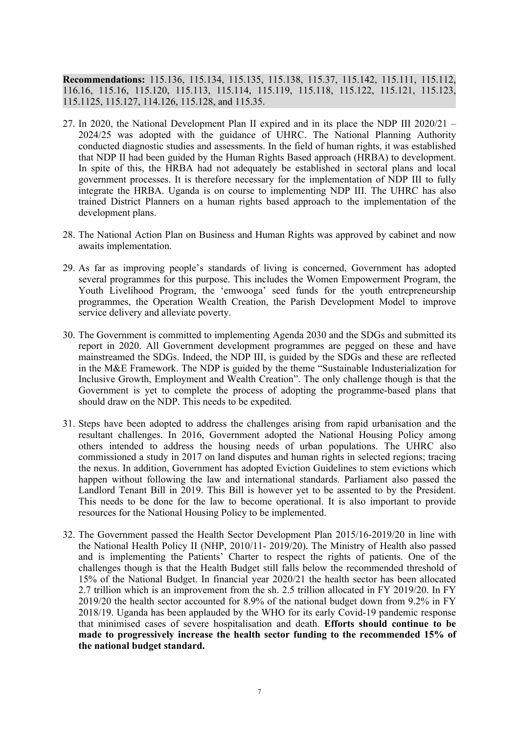**Recommendations:** 115.136, 115.134, 115.135, 115.138, 115.37, 115.142, 115.111, 115.112, 116.16, 115.16, 115.120, 115.113, 115.114, 115.119, 115.118, 115.122, 115.121, 115.123, 115.1125, 115.127, 114.126, 115.128, and 115.35.

27. In 2020, the National Development Plan II expired and in its place the NDP III 2020/21 – 2024/25 was adopted with the guidance of UHRC. The National Planning Authority conducted diagnostic studies and assessments. In the field of human rights, it was established that NDP II had been guided by the Human Rights Based approach (HRBA) to development. In spite of this, the HRBA had not adequately be established in sectoral plans and local government processes. It is therefore necessary for the implementation of NDP III to fully integrate the HRBA. Uganda is on course to implementing NDP III. The UHRC has also trained District Planners on a human rights based approach to the implementation of the development plans.

28. The National Action Plan on Business and Human Rights was approved by cabinet and now awaits implementation.

29. As far as improving people's standards of living is concerned, Government has adopted several programmes for this purpose. This includes the Women Empowerment Program, the Youth Livelihood Program, the 'emwooga' seed funds for the youth entrepreneurship programmes, the Operation Wealth Creation, the Parish Development Model to improve service delivery and alleviate poverty.

30. The Government is committed to implementing Agenda 2030 and the SDGs and submitted its report in 2020. All Government development programmes are pegged on these and have mainstreamed the SDGs. Indeed, the NDP III, is guided by the SDGs and these are reflected in the M&E Framework. The NDP is guided by the theme "Sustainable Industerialization for Inclusive Growth, Employment and Wealth Creation". The only challenge though is that the Government is yet to complete the process of adopting the programme-based plans that should draw on the NDP. This needs to be expedited.

31. Steps have been adopted to address the challenges arising from rapid urbanisation and the resultant challenges. In 2016, Government adopted the National Housing Policy among others intended to address the housing needs of urban populations. The UHRC also commissioned a study in 2017 on land disputes and human rights in selected regions; tracing the nexus. In addition, Government has adopted Eviction Guidelines to stem evictions which happen without following the law and international standards. Parliament also passed the Landlord Tenant Bill in 2019. This Bill is however yet to be assented to by the President. This needs to be done for the law to become operational. It is also important to provide resources for the National Housing Policy to be implemented.

32. The Government passed the Health Sector Development Plan 2015/16-2019/20 in line with the National Health Policy II (NHP, 2010/11- 2019/20). The Ministry of Health also passed and is implementing the Patients' Charter to respect the rights of patients. One of the challenges though is that the Health Budget still falls below the recommended threshold of 15% of the National Budget. In financial year 2020/21 the health sector has been allocated 2.7 trillion which is an improvement from the sh. 2.5 trillion allocated in FY 2019/20. In FY 2019/20 the health sector accounted for 8.9% of the national budget down from 9.2% in FY 2018/19. Uganda has been applauded by the WHO for its early Covid-19 pandemic response that minimised cases of severe hospitalisation and death. **Efforts should continue to be made to progressively increase the health sector funding to the recommended 15% of the national budget standard.**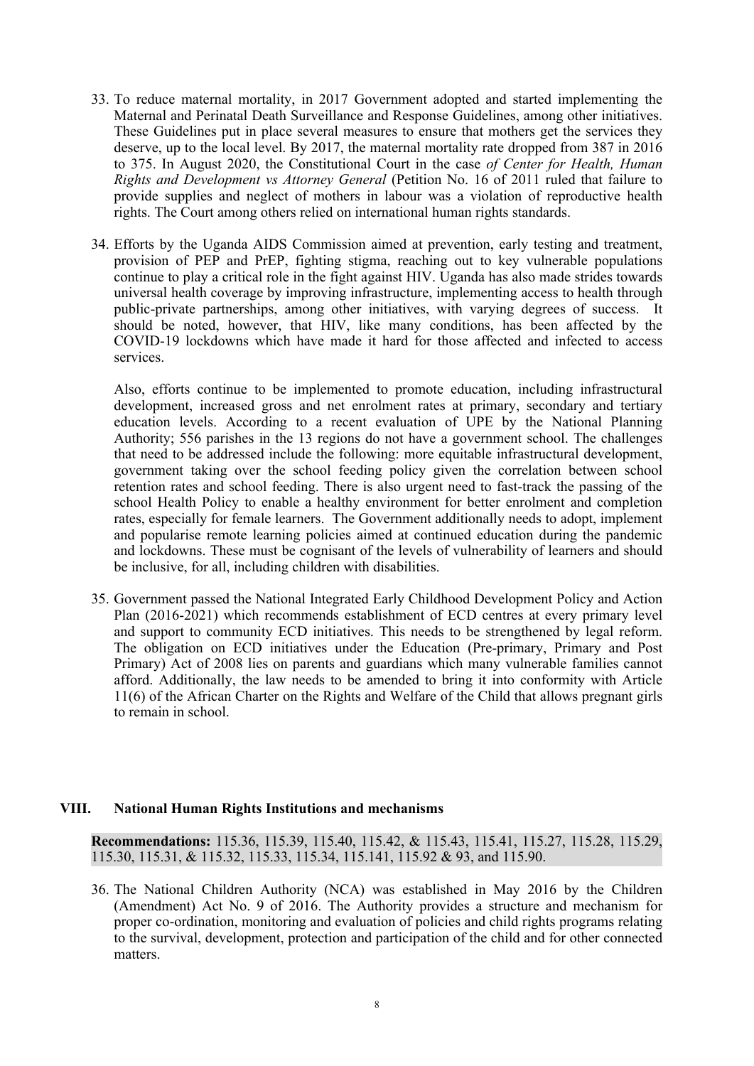33. To reduce maternal mortality, in 2017 Government adopted and started implementing the Maternal and Perinatal Death Surveillance and Response Guidelines, among other initiatives. These Guidelines put in place several measures to ensure that mothers get the services they deserve, up to the local level. By 2017, the maternal mortality rate dropped from 387 in 2016 to 375. In August 2020, the Constitutional Court in the case *of Center for Health, Human Rights and Development vs Attorney General* (Petition No. 16 of 2011 ruled that failure to provide supplies and neglect of mothers in labour was a violation of reproductive health rights. The Court among others relied on international human rights standards.

34. Efforts by the Uganda AIDS Commission aimed at prevention, early testing and treatment, provision of PEP and PrEP, fighting stigma, reaching out to key vulnerable populations continue to play a critical role in the fight against HIV. Uganda has also made strides towards universal health coverage by improving infrastructure, implementing access to health through public-private partnerships, among other initiatives, with varying degrees of success. It should be noted, however, that HIV, like many conditions, has been affected by the COVID-19 lockdowns which have made it hard for those affected and infected to access services.

    Also, efforts continue to be implemented to promote education, including infrastructural development, increased gross and net enrolment rates at primary, secondary and tertiary education levels. According to a recent evaluation of UPE by the National Planning Authority; 556 parishes in the 13 regions do not have a government school. The challenges that need to be addressed include the following: more equitable infrastructural development, government taking over the school feeding policy given the correlation between school retention rates and school feeding. There is also urgent need to fast-track the passing of the school Health Policy to enable a healthy environment for better enrolment and completion rates, especially for female learners. The Government additionally needs to adopt, implement and popularise remote learning policies aimed at continued education during the pandemic and lockdowns. These must be cognisant of the levels of vulnerability of learners and should be inclusive, for all, including children with disabilities.

35. Government passed the National Integrated Early Childhood Development Policy and Action Plan (2016-2021) which recommends establishment of ECD centres at every primary level and support to community ECD initiatives. This needs to be strengthened by legal reform. The obligation on ECD initiatives under the Education (Pre-primary, Primary and Post Primary) Act of 2008 lies on parents and guardians which many vulnerable families cannot afford. Additionally, the law needs to be amended to bring it into conformity with Article 11(6) of the African Charter on the Rights and Welfare of the Child that allows pregnant girls to remain in school.

## VIII. National Human Rights Institutions and mechanisms

**Recommendations:** 115.36, 115.39, 115.40, 115.42, & 115.43, 115.41, 115.27, 115.28, 115.29, 115.30, 115.31, & 115.32, 115.33, 115.34, 115.141, 115.92 & 93, and 115.90.

36. The National Children Authority (NCA) was established in May 2016 by the Children (Amendment) Act No. 9 of 2016. The Authority provides a structure and mechanism for proper co-ordination, monitoring and evaluation of policies and child rights programs relating to the survival, development, protection and participation of the child and for other connected matters.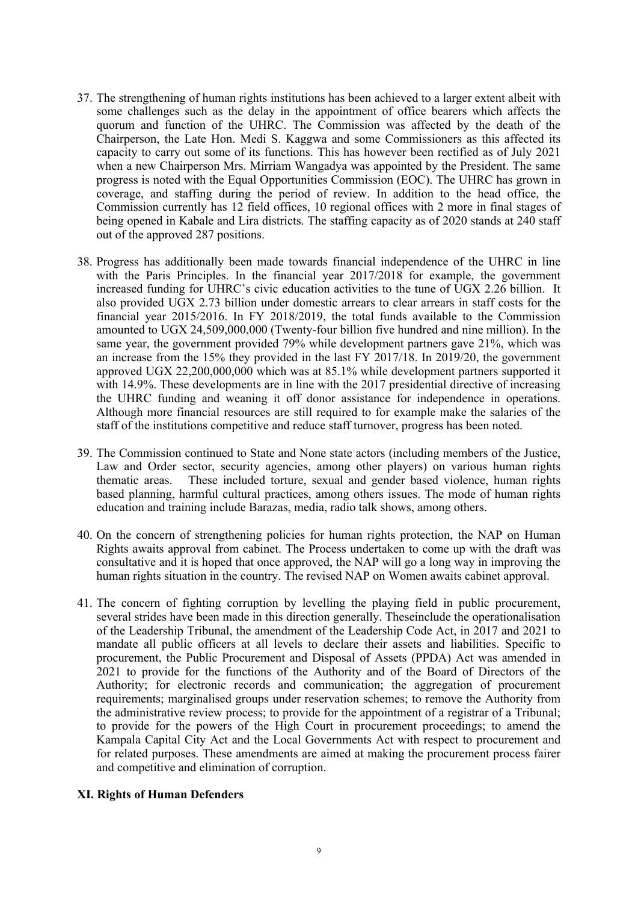37. The strengthening of human rights institutions has been achieved to a larger extent albeit with some challenges such as the delay in the appointment of office bearers which affects the quorum and function of the UHRC. The Commission was affected by the death of the Chairperson, the Late Hon. Medi S. Kaggwa and some Commissioners as this affected its capacity to carry out some of its functions. This has however been rectified as of July 2021 when a new Chairperson Mrs. Mirriam Wangadya was appointed by the President. The same progress is noted with the Equal Opportunities Commission (EOC). The UHRC has grown in coverage, and staffing during the period of review. In addition to the head office, the Commission currently has 12 field offices, 10 regional offices with 2 more in final stages of being opened in Kabale and Lira districts. The staffing capacity as of 2020 stands at 240 staff out of the approved 287 positions.

38. Progress has additionally been made towards financial independence of the UHRC in line with the Paris Principles. In the financial year 2017/2018 for example, the government increased funding for UHRC's civic education activities to the tune of UGX 2.26 billion. It also provided UGX 2.73 billion under domestic arrears to clear arrears in staff costs for the financial year 2015/2016. In FY 2018/2019, the total funds available to the Commission amounted to UGX 24,509,000,000 (Twenty-four billion five hundred and nine million). In the same year, the government provided 79% while development partners gave 21%, which was an increase from the 15% they provided in the last FY 2017/18. In 2019/20, the government approved UGX 22,200,000,000 which was at 85.1% while development partners supported it with 14.9%. These developments are in line with the 2017 presidential directive of increasing the UHRC funding and weaning it off donor assistance for independence in operations. Although more financial resources are still required to for example make the salaries of the staff of the institutions competitive and reduce staff turnover, progress has been noted.

39. The Commission continued to State and None state actors (including members of the Justice, Law and Order sector, security agencies, among other players) on various human rights thematic areas. These included torture, sexual and gender based violence, human rights based planning, harmful cultural practices, among others issues. The mode of human rights education and training include Barazas, media, radio talk shows, among others.

40. On the concern of strengthening policies for human rights protection, the NAP on Human Rights awaits approval from cabinet. The Process undertaken to come up with the draft was consultative and it is hoped that once approved, the NAP will go a long way in improving the human rights situation in the country. The revised NAP on Women awaits cabinet approval.

41. The concern of fighting corruption by levelling the playing field in public procurement, several strides have been made in this direction generally. Theseinclude the operationalisation of the Leadership Tribunal, the amendment of the Leadership Code Act, in 2017 and 2021 to mandate all public officers at all levels to declare their assets and liabilities. Specific to procurement, the Public Procurement and Disposal of Assets (PPDA) Act was amended in 2021 to provide for the functions of the Authority and of the Board of Directors of the Authority; for electronic records and communication; the aggregation of procurement requirements; marginalised groups under reservation schemes; to remove the Authority from the administrative review process; to provide for the appointment of a registrar of a Tribunal; to provide for the powers of the High Court in procurement proceedings; to amend the Kampala Capital City Act and the Local Governments Act with respect to procurement and for related purposes. These amendments are aimed at making the procurement process fairer and competitive and elimination of corruption.

## XI. Rights of Human Defenders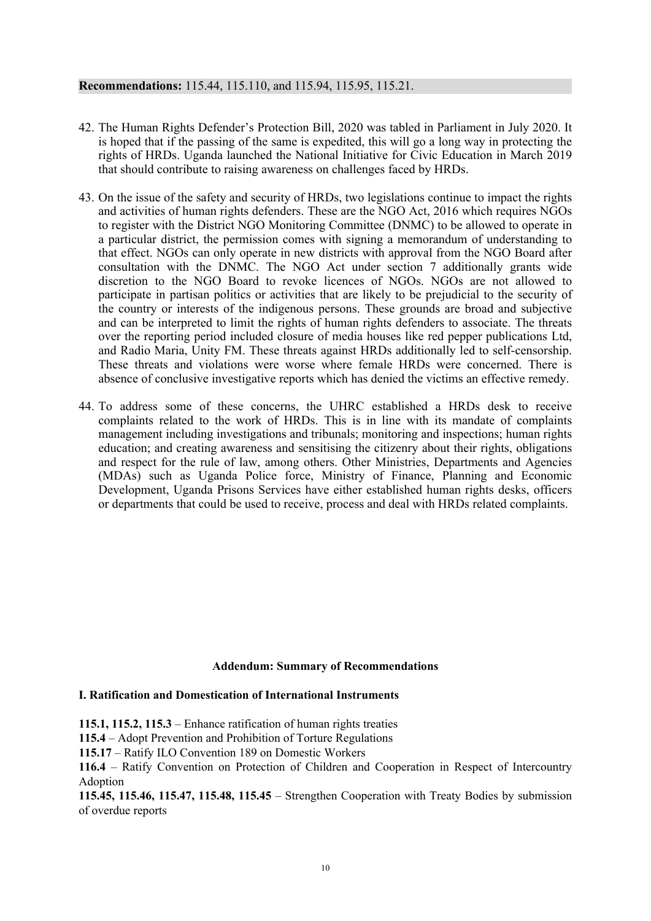**Recommendations:** 115.44, 115.110, and 115.94, 115.95, 115.21.

42. The Human Rights Defender's Protection Bill, 2020 was tabled in Parliament in July 2020. It is hoped that if the passing of the same is expedited, this will go a long way in protecting the rights of HRDs. Uganda launched the National Initiative for Civic Education in March 2019 that should contribute to raising awareness on challenges faced by HRDs.

43. On the issue of the safety and security of HRDs, two legislations continue to impact the rights and activities of human rights defenders. These are the NGO Act, 2016 which requires NGOs to register with the District NGO Monitoring Committee (DNMC) to be allowed to operate in a particular district, the permission comes with signing a memorandum of understanding to that effect. NGOs can only operate in new districts with approval from the NGO Board after consultation with the DNMC. The NGO Act under section 7 additionally grants wide discretion to the NGO Board to revoke licences of NGOs. NGOs are not allowed to participate in partisan politics or activities that are likely to be prejudicial to the security of the country or interests of the indigenous persons. These grounds are broad and subjective and can be interpreted to limit the rights of human rights defenders to associate. The threats over the reporting period included closure of media houses like red pepper publications Ltd, and Radio Maria, Unity FM. These threats against HRDs additionally led to self-censorship. These threats and violations were worse where female HRDs were concerned. There is absence of conclusive investigative reports which has denied the victims an effective remedy.

44. To address some of these concerns, the UHRC established a HRDs desk to receive complaints related to the work of HRDs. This is in line with its mandate of complaints management including investigations and tribunals; monitoring and inspections; human rights education; and creating awareness and sensitising the citizenry about their rights, obligations and respect for the rule of law, among others. Other Ministries, Departments and Agencies (MDAs) such as Uganda Police force, Ministry of Finance, Planning and Economic Development, Uganda Prisons Services have either established human rights desks, officers or departments that could be used to receive, process and deal with HRDs related complaints.

## Addendum: Summary of Recommendations

### I. Ratification and Domestication of International Instruments

**115.1, 115.2, 115.3** – Enhance ratification of human rights treaties

**115.4** – Adopt Prevention and Prohibition of Torture Regulations

**115.17** – Ratify ILO Convention 189 on Domestic Workers

**116.4** – Ratify Convention on Protection of Children and Cooperation in Respect of Intercountry Adoption

**115.45, 115.46, 115.47, 115.48, 115.45** – Strengthen Cooperation with Treaty Bodies by submission of overdue reports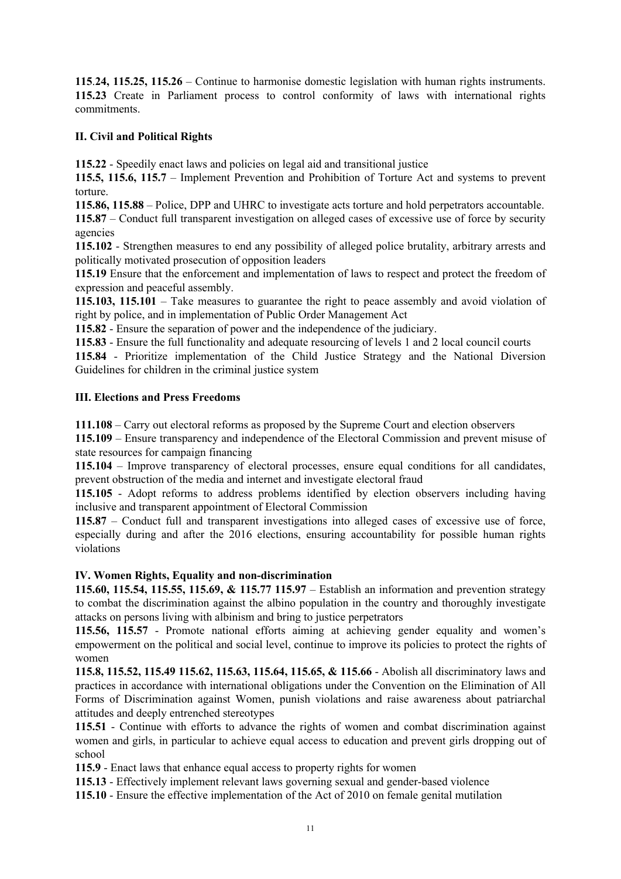**115.24, 115.25, 115.26** – Continue to harmonise domestic legislation with human rights instruments.
**115.23** Create in Parliament process to control conformity of laws with international rights commitments.

### II. Civil and Political Rights

**115.22** - Speedily enact laws and policies on legal aid and transitional justice
**115.5, 115.6, 115.7** – Implement Prevention and Prohibition of Torture Act and systems to prevent torture.
**115.86, 115.88** – Police, DPP and UHRC to investigate acts torture and hold perpetrators accountable.
**115.87** – Conduct full transparent investigation on alleged cases of excessive use of force by security agencies
**115.102** - Strengthen measures to end any possibility of alleged police brutality, arbitrary arrests and politically motivated prosecution of opposition leaders
**115.19** Ensure that the enforcement and implementation of laws to respect and protect the freedom of expression and peaceful assembly.
**115.103, 115.101** – Take measures to guarantee the right to peace assembly and avoid violation of right by police, and in implementation of Public Order Management Act
**115.82** - Ensure the separation of power and the independence of the judiciary.
**115.83** - Ensure the full functionality and adequate resourcing of levels 1 and 2 local council courts
**115.84** - Prioritize implementation of the Child Justice Strategy and the National Diversion Guidelines for children in the criminal justice system

### III. Elections and Press Freedoms

**111.108** – Carry out electoral reforms as proposed by the Supreme Court and election observers
**115.109** – Ensure transparency and independence of the Electoral Commission and prevent misuse of state resources for campaign financing
**115.104** – Improve transparency of electoral processes, ensure equal conditions for all candidates, prevent obstruction of the media and internet and investigate electoral fraud
**115.105** - Adopt reforms to address problems identified by election observers including having inclusive and transparent appointment of Electoral Commission
**115.87** – Conduct full and transparent investigations into alleged cases of excessive use of force, especially during and after the 2016 elections, ensuring accountability for possible human rights violations

### IV. Women Rights, Equality and non-discrimination

**115.60, 115.54, 115.55, 115.69, & 115.77 115.97** – Establish an information and prevention strategy to combat the discrimination against the albino population in the country and thoroughly investigate attacks on persons living with albinism and bring to justice perpetrators
**115.56, 115.57** - Promote national efforts aiming at achieving gender equality and women's empowerment on the political and social level, continue to improve its policies to protect the rights of women
**115.8, 115.52, 115.49 115.62, 115.63, 115.64, 115.65, & 115.66** - Abolish all discriminatory laws and practices in accordance with international obligations under the Convention on the Elimination of All Forms of Discrimination against Women, punish violations and raise awareness about patriarchal attitudes and deeply entrenched stereotypes
**115.51** - Continue with efforts to advance the rights of women and combat discrimination against women and girls, in particular to achieve equal access to education and prevent girls dropping out of school
**115.9** - Enact laws that enhance equal access to property rights for women
**115.13** - Effectively implement relevant laws governing sexual and gender-based violence
**115.10** - Ensure the effective implementation of the Act of 2010 on female genital mutilation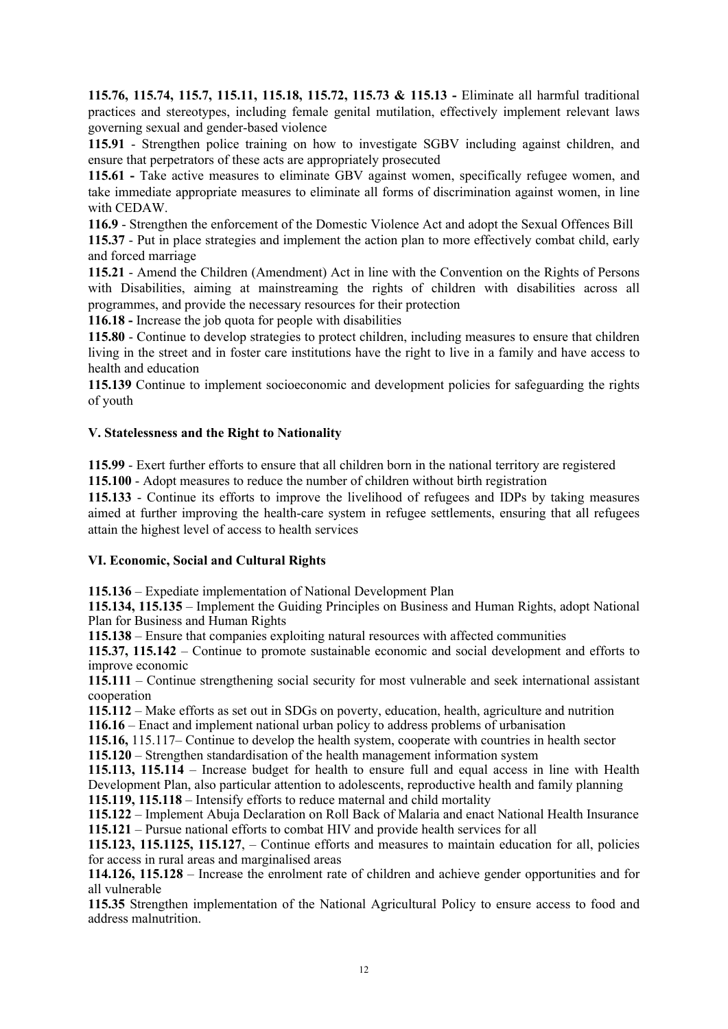**115.76, 115.74, 115.7, 115.11, 115.18, 115.72, 115.73 & 115.13 -** Eliminate all harmful traditional practices and stereotypes, including female genital mutilation, effectively implement relevant laws governing sexual and gender-based violence

**115.91** - Strengthen police training on how to investigate SGBV including against children, and ensure that perpetrators of these acts are appropriately prosecuted

**115.61 -** Take active measures to eliminate GBV against women, specifically refugee women, and take immediate appropriate measures to eliminate all forms of discrimination against women, in line with CEDAW.

**116.9** - Strengthen the enforcement of the Domestic Violence Act and adopt the Sexual Offences Bill

**115.37** - Put in place strategies and implement the action plan to more effectively combat child, early and forced marriage

**115.21** - Amend the Children (Amendment) Act in line with the Convention on the Rights of Persons with Disabilities, aiming at mainstreaming the rights of children with disabilities across all programmes, and provide the necessary resources for their protection

**116.18 -** Increase the job quota for people with disabilities

**115.80** - Continue to develop strategies to protect children, including measures to ensure that children living in the street and in foster care institutions have the right to live in a family and have access to health and education

**115.139** Continue to implement socioeconomic and development policies for safeguarding the rights of youth

### V. Statelessness and the Right to Nationality

**115.99** - Exert further efforts to ensure that all children born in the national territory are registered

**115.100** - Adopt measures to reduce the number of children without birth registration

**115.133** - Continue its efforts to improve the livelihood of refugees and IDPs by taking measures aimed at further improving the health-care system in refugee settlements, ensuring that all refugees attain the highest level of access to health services

### VI. Economic, Social and Cultural Rights

**115.136** – Expediate implementation of National Development Plan

**115.134, 115.135** – Implement the Guiding Principles on Business and Human Rights, adopt National Plan for Business and Human Rights

**115.138** – Ensure that companies exploiting natural resources with affected communities

**115.37, 115.142** – Continue to promote sustainable economic and social development and efforts to improve economic

**115.111** – Continue strengthening social security for most vulnerable and seek international assistant cooperation

**115.112** – Make efforts as set out in SDGs on poverty, education, health, agriculture and nutrition

**116.16** – Enact and implement national urban policy to address problems of urbanisation

**115.16,** 115.117– Continue to develop the health system, cooperate with countries in health sector

**115.120** – Strengthen standardisation of the health management information system

**115.113, 115.114** – Increase budget for health to ensure full and equal access in line with Health Development Plan, also particular attention to adolescents, reproductive health and family planning

**115.119, 115.118** – Intensify efforts to reduce maternal and child mortality

**115.122** – Implement Abuja Declaration on Roll Back of Malaria and enact National Health Insurance

**115.121** – Pursue national efforts to combat HIV and provide health services for all

**115.123, 115.1125, 115.127**, – Continue efforts and measures to maintain education for all, policies for access in rural areas and marginalised areas

**114.126, 115.128** – Increase the enrolment rate of children and achieve gender opportunities and for all vulnerable

**115.35** Strengthen implementation of the National Agricultural Policy to ensure access to food and address malnutrition.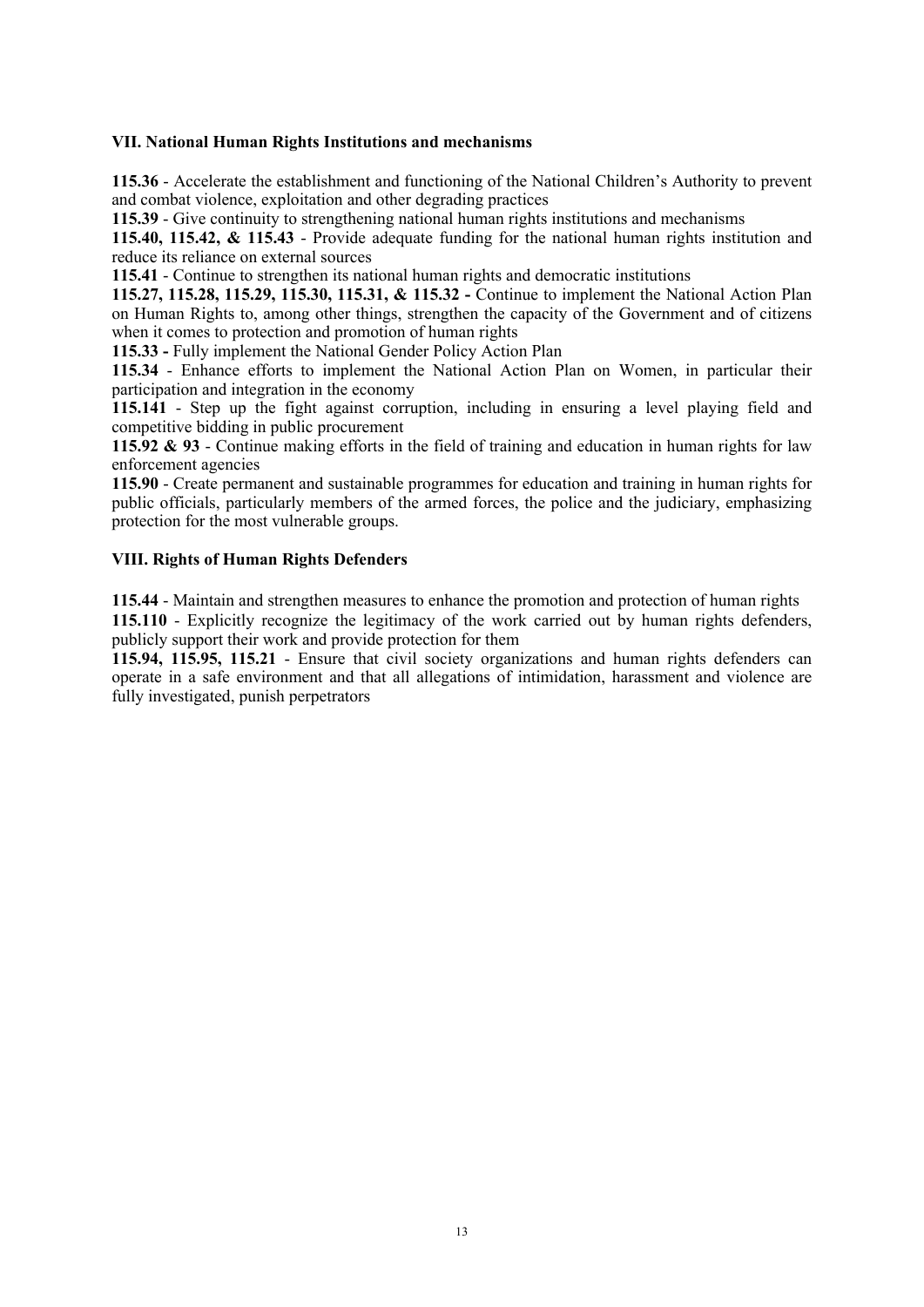## VII. National Human Rights Institutions and mechanisms

**115.36** - Accelerate the establishment and functioning of the National Children's Authority to prevent and combat violence, exploitation and other degrading practices

**115.39** - Give continuity to strengthening national human rights institutions and mechanisms

**115.40, 115.42, & 115.43** - Provide adequate funding for the national human rights institution and reduce its reliance on external sources

**115.41** - Continue to strengthen its national human rights and democratic institutions

**115.27, 115.28, 115.29, 115.30, 115.31, & 115.32 -** Continue to implement the National Action Plan on Human Rights to, among other things, strengthen the capacity of the Government and of citizens when it comes to protection and promotion of human rights

**115.33 -** Fully implement the National Gender Policy Action Plan

**115.34** - Enhance efforts to implement the National Action Plan on Women, in particular their participation and integration in the economy

**115.141** - Step up the fight against corruption, including in ensuring a level playing field and competitive bidding in public procurement

**115.92 & 93** - Continue making efforts in the field of training and education in human rights for law enforcement agencies

**115.90** - Create permanent and sustainable programmes for education and training in human rights for public officials, particularly members of the armed forces, the police and the judiciary, emphasizing protection for the most vulnerable groups.

## VIII. Rights of Human Rights Defenders

**115.44** - Maintain and strengthen measures to enhance the promotion and protection of human rights

**115.110** - Explicitly recognize the legitimacy of the work carried out by human rights defenders, publicly support their work and provide protection for them

**115.94, 115.95, 115.21** - Ensure that civil society organizations and human rights defenders can operate in a safe environment and that all allegations of intimidation, harassment and violence are fully investigated, punish perpetrators